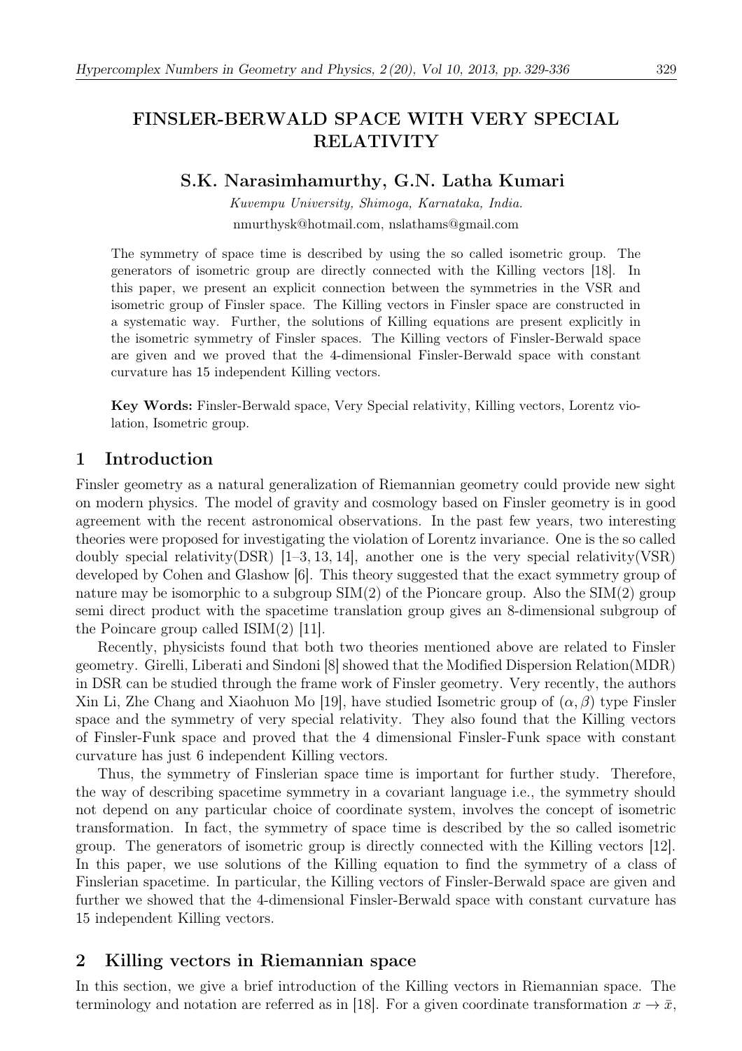# FINSLER-BERWALD SPACE WITH VERY SPECIAL RELATIVITY

## S.K. Narasimhamurthy, G.N. Latha Kumari

*Kuvempu University, Shimoga, Karnataka, India.*

nmurthysk@hotmail.com, nslathams@gmail.com

The symmetry of space time is described by using the so called isometric group. The generators of isometric group are directly connected with the Killing vectors [18]. In this paper, we present an explicit connection between the symmetries in the VSR and isometric group of Finsler space. The Killing vectors in Finsler space are constructed in a systematic way. Further, the solutions of Killing equations are present explicitly in the isometric symmetry of Finsler spaces. The Killing vectors of Finsler-Berwald space are given and we proved that the 4-dimensional Finsler-Berwald space with constant curvature has 15 independent Killing vectors.

**Key Words:** Finsler-Berwald space, Very Special relativity, Killing vectors, Lorentz violation, Isometric group.

## 1 Introduction

Finsler geometry as a natural generalization of Riemannian geometry could provide new sight on modern physics. The model of gravity and cosmology based on Finsler geometry is in good agreement with the recent astronomical observations. In the past few years, two interesting theories were proposed for investigating the violation of Lorentz invariance. One is the so called doubly special relativity(DSR) [1–3, 13, 14], another one is the very special relativity(VSR) developed by Cohen and Glashow [6]. This theory suggested that the exact symmetry group of nature may be isomorphic to a subgroup SIM(2) of the Pioncare group. Also the SIM(2) group semi direct product with the spacetime translation group gives an 8-dimensional subgroup of the Poincare group called ISIM(2) [11].

Recently, physicists found that both two theories mentioned above are related to Finsler geometry. Girelli, Liberati and Sindoni [8] showed that the Modified Dispersion Relation(MDR) in DSR can be studied through the frame work of Finsler geometry. Very recently, the authors Xin Li, Zhe Chang and Xiaohuon Mo [19], have studied Isometric group of $(\alpha, \beta)$ type Finsler space and the symmetry of very special relativity. They also found that the Killing vectors of Finsler-Funk space and proved that the 4 dimensional Finsler-Funk space with constant curvature has just 6 independent Killing vectors.

Thus, the symmetry of Finslerian space time is important for further study. Therefore, the way of describing spacetime symmetry in a covariant language i.e., the symmetry should not depend on any particular choice of coordinate system, involves the concept of isometric transformation. In fact, the symmetry of space time is described by the so called isometric group. The generators of isometric group is directly connected with the Killing vectors [12]. In this paper, we use solutions of the Killing equation to find the symmetry of a class of Finslerian spacetime. In particular, the Killing vectors of Finsler-Berwald space are given and further we showed that the 4-dimensional Finsler-Berwald space with constant curvature has 15 independent Killing vectors.

## 2 Killing vectors in Riemannian space

In this section, we give a brief introduction of the Killing vectors in Riemannian space. The terminology and notation are referred as in [18]. For a given coordinate transformation $x \to \bar{x}$,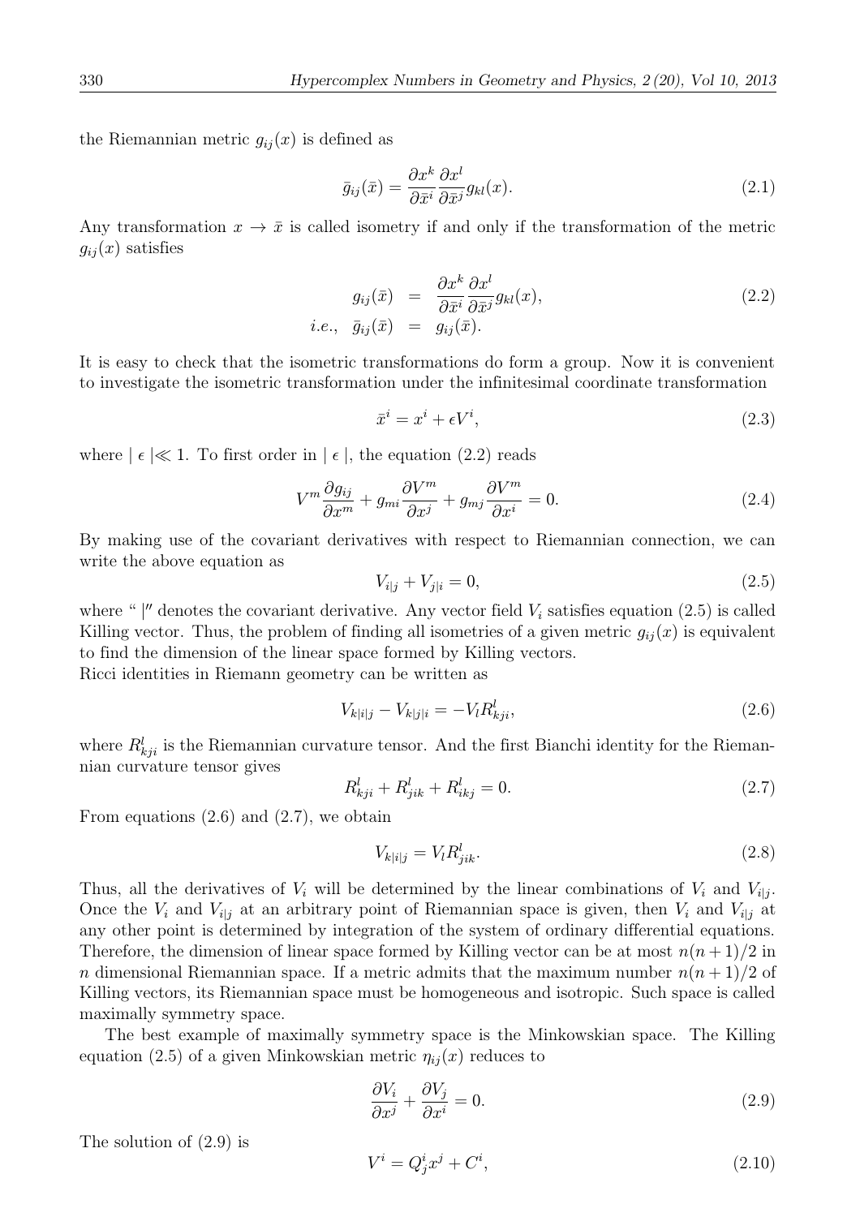the Riemannian metric $g_{ij}(x)$ is defined as

$$\bar{g}_{ij}(\bar{x}) = \frac{\partial x^k}{\partial \bar{x}^i}\frac{\partial x^l}{\partial \bar{x}^j} g_{kl}(x). \tag{2.1}$$

Any transformation $x \to \bar{x}$ is called isometry if and only if the transformation of the metric $g_{ij}(x)$ satisfies

$$\begin{aligned} g_{ij}(\bar{x}) &= \frac{\partial x^k}{\partial \bar{x}^i}\frac{\partial x^l}{\partial \bar{x}^j} g_{kl}(x), \\ i.e., \quad \bar{g}_{ij}(\bar{x}) &= g_{ij}(\bar{x}). \end{aligned} \tag{2.2}$$

It is easy to check that the isometric transformations do form a group. Now it is convenient to investigate the isometric transformation under the infinitesimal coordinate transformation

$$\bar{x}^i = x^i + \epsilon V^i, \tag{2.3}$$

where $\mid \epsilon \mid \ll 1$. To first order in $\mid \epsilon \mid$, the equation (2.2) reads

$$V^m \frac{\partial g_{ij}}{\partial x^m} + g_{mi}\frac{\partial V^m}{\partial x^j} + g_{mj}\frac{\partial V^m}{\partial x^i} = 0. \tag{2.4}$$

By making use of the covariant derivatives with respect to Riemannian connection, we can write the above equation as

$$V_{i|j} + V_{j|i} = 0, \tag{2.5}$$

where " $|$" denotes the covariant derivative. Any vector field $V_i$ satisfies equation (2.5) is called Killing vector. Thus, the problem of finding all isometries of a given metric $g_{ij}(x)$ is equivalent to find the dimension of the linear space formed by Killing vectors.
Ricci identities in Riemann geometry can be written as

$$V_{k|i|j} - V_{k|j|i} = -V_l R^l_{kji}, \tag{2.6}$$

where $R^l_{kji}$ is the Riemannian curvature tensor. And the first Bianchi identity for the Riemannian curvature tensor gives

$$R^l_{kji} + R^l_{jik} + R^l_{ikj} = 0. \tag{2.7}$$

From equations (2.6) and (2.7), we obtain

$$V_{k|i|j} = V_l R^l_{jik}. \tag{2.8}$$

Thus, all the derivatives of $V_i$ will be determined by the linear combinations of $V_i$ and $V_{i|j}$. Once the $V_i$ and $V_{i|j}$ at an arbitrary point of Riemannian space is given, then $V_i$ and $V_{i|j}$ at any other point is determined by integration of the system of ordinary differential equations. Therefore, the dimension of linear space formed by Killing vector can be at most $n(n+1)/2$ in $n$ dimensional Riemannian space. If a metric admits that the maximum number $n(n+1)/2$ of Killing vectors, its Riemannian space must be homogeneous and isotropic. Such space is called maximally symmetry space.

The best example of maximally symmetry space is the Minkowskian space. The Killing equation (2.5) of a given Minkowskian metric $\eta_{ij}(x)$ reduces to

$$\frac{\partial V_i}{\partial x^j} + \frac{\partial V_j}{\partial x^i} = 0. \tag{2.9}$$

The solution of (2.9) is

$$V^i = Q^i_j x^j + C^i, \tag{2.10}$$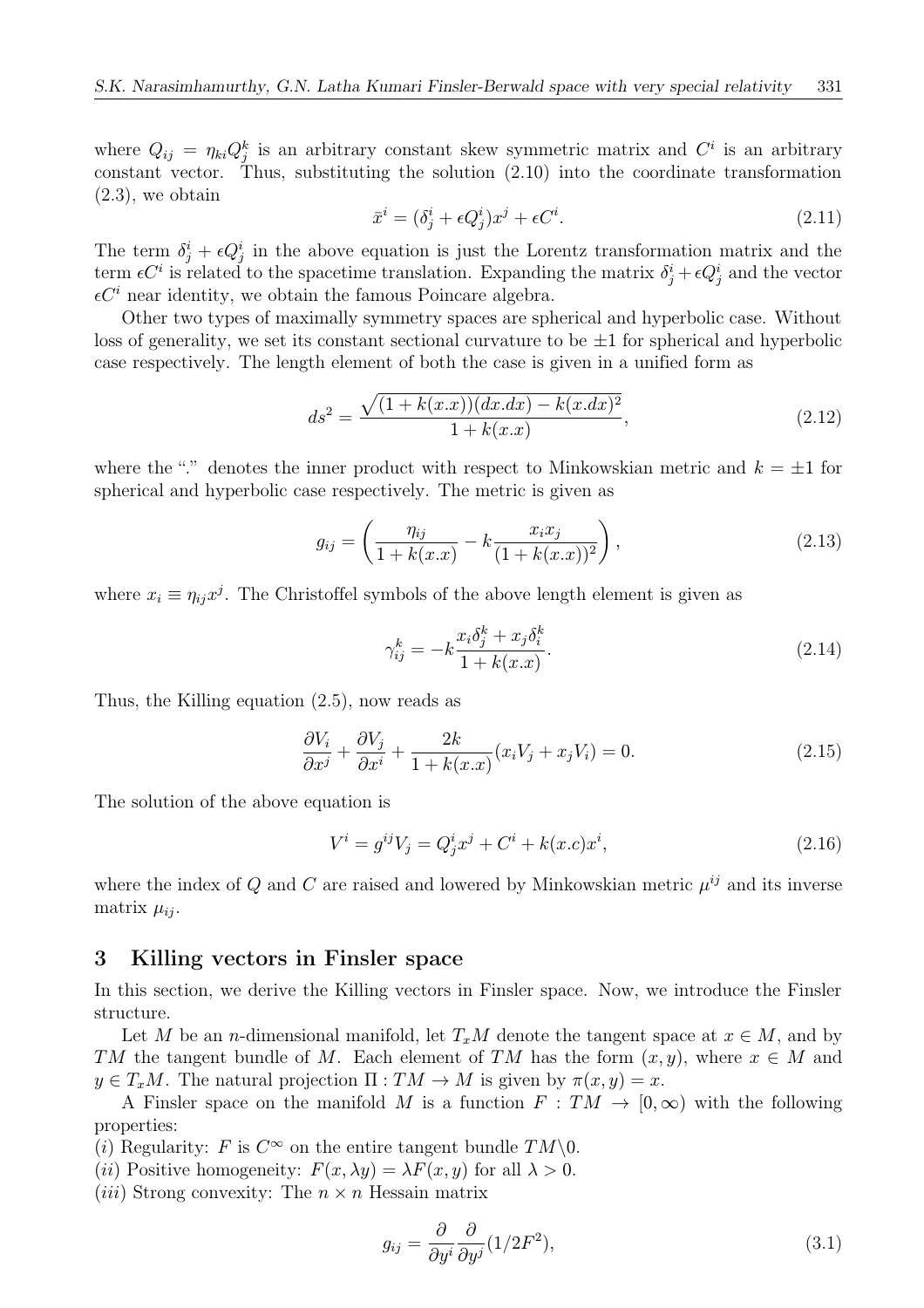where $Q_{ij} = \eta_{ki} Q^k_j$ is an arbitrary constant skew symmetric matrix and $C^i$ is an arbitrary constant vector. Thus, substituting the solution (2.10) into the coordinate transformation (2.3), we obtain

$$\bar{x}^i = (\delta^i_j + \epsilon Q^i_j)x^j + \epsilon C^i. \tag{2.11}$$

The term $\delta^i_j + \epsilon Q^i_j$ in the above equation is just the Lorentz transformation matrix and the term $\epsilon C^i$ is related to the spacetime translation. Expanding the matrix $\delta^i_j + \epsilon Q^i_j$ and the vector $\epsilon C^i$ near identity, we obtain the famous Poincare algebra.

Other two types of maximally symmetry spaces are spherical and hyperbolic case. Without loss of generality, we set its constant sectional curvature to be $\pm 1$ for spherical and hyperbolic case respectively. The length element of both the case is given in a unified form as

$$ds^2 = \frac{\sqrt{(1 + k(x.x))(dx.dx) - k(x.dx)^2}}{1 + k(x.x)}, \tag{2.12}$$

where the "." denotes the inner product with respect to Minkowskian metric and $k = \pm 1$ for spherical and hyperbolic case respectively. The metric is given as

$$g_{ij} = \left( \frac{\eta_{ij}}{1 + k(x.x)} - k \frac{x_i x_j}{(1 + k(x.x))^2} \right), \tag{2.13}$$

where $x_i \equiv \eta_{ij} x^j$. The Christoffel symbols of the above length element is given as

$$\gamma^k_{ij} = -k \frac{x_i \delta^k_j + x_j \delta^k_i}{1 + k(x.x)}. \tag{2.14}$$

Thus, the Killing equation (2.5), now reads as

$$\frac{\partial V_i}{\partial x^j} + \frac{\partial V_j}{\partial x^i} + \frac{2k}{1 + k(x.x)}(x_i V_j + x_j V_i) = 0. \tag{2.15}$$

The solution of the above equation is

$$V^i = g^{ij} V_j = Q^i_j x^j + C^i + k(x.c)x^i, \tag{2.16}$$

where the index of $Q$ and $C$ are raised and lowered by Minkowskian metric $\mu^{ij}$ and its inverse matrix $\mu_{ij}$.

## 3 Killing vectors in Finsler space

In this section, we derive the Killing vectors in Finsler space. Now, we introduce the Finsler structure.

Let $M$ be an $n$-dimensional manifold, let $T_x M$ denote the tangent space at $x \in M$, and by $TM$ the tangent bundle of $M$. Each element of $TM$ has the form $(x, y)$, where $x \in M$ and $y \in T_x M$. The natural projection $\Pi : TM \to M$ is given by $\pi(x, y) = x$.

A Finsler space on the manifold $M$ is a function $F : TM \to [0, \infty)$ with the following properties:

($i$) Regularity: $F$ is $C^\infty$ on the entire tangent bundle $TM \backslash 0$.

($ii$) Positive homogeneity: $F(x, \lambda y) = \lambda F(x, y)$ for all $\lambda > 0$.

($iii$) Strong convexity: The $n \times n$ Hessain matrix

$$g_{ij} = \frac{\partial}{\partial y^i} \frac{\partial}{\partial y^j}(1/2F^2), \tag{3.1}$$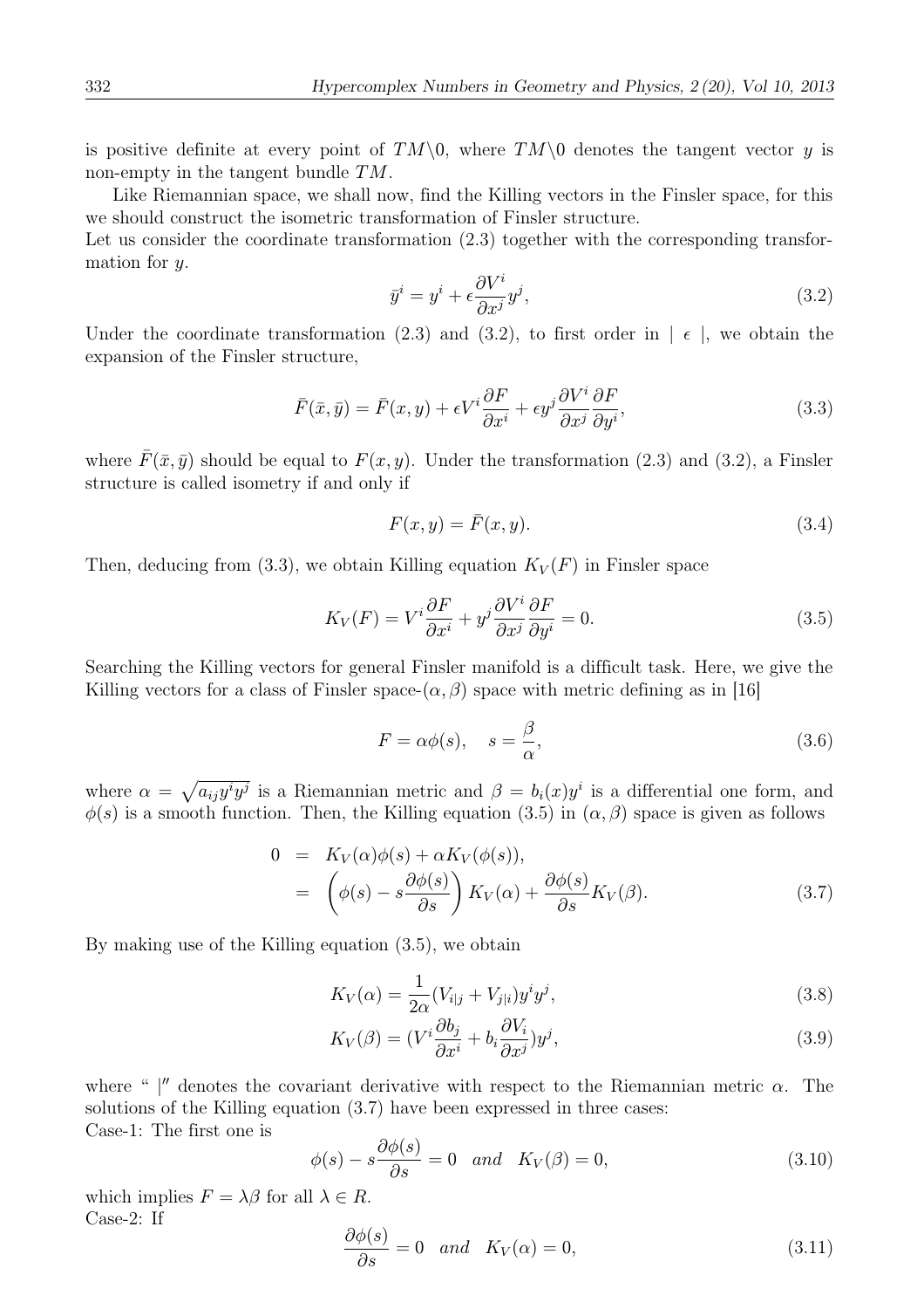is positive definite at every point of $TM\backslash 0$, where $TM\backslash 0$ denotes the tangent vector $y$ is non-empty in the tangent bundle $TM$.

Like Riemannian space, we shall now, find the Killing vectors in the Finsler space, for this we should construct the isometric transformation of Finsler structure.
Let us consider the coordinate transformation (2.3) together with the corresponding transformation for $y$.

$$\bar{y}^i = y^i + \epsilon \frac{\partial V^i}{\partial x^j} y^j, \tag{3.2}$$

Under the coordinate transformation (2.3) and (3.2), to first order in $|\ \epsilon\ |$, we obtain the expansion of the Finsler structure,

$$\bar{F}(\bar{x}, \bar{y}) = \bar{F}(x, y) + \epsilon V^i \frac{\partial F}{\partial x^i} + \epsilon y^j \frac{\partial V^i}{\partial x^j} \frac{\partial F}{\partial y^i}, \tag{3.3}$$

where $\bar{F}(\bar{x}, \bar{y})$ should be equal to $F(x, y)$. Under the transformation (2.3) and (3.2), a Finsler structure is called isometry if and only if

$$F(x, y) = \bar{F}(x, y). \tag{3.4}$$

Then, deducing from (3.3), we obtain Killing equation $K_V(F)$ in Finsler space

$$K_V(F) = V^i \frac{\partial F}{\partial x^i} + y^j \frac{\partial V^i}{\partial x^j} \frac{\partial F}{\partial y^i} = 0. \tag{3.5}$$

Searching the Killing vectors for general Finsler manifold is a difficult task. Here, we give the Killing vectors for a class of Finsler space-$(\alpha, \beta)$ space with metric defining as in [16]

$$F = \alpha \phi(s), \quad s = \frac{\beta}{\alpha}, \tag{3.6}$$

where $\alpha = \sqrt{a_{ij} y^i y^j}$ is a Riemannian metric and $\beta = b_i(x) y^i$ is a differential one form, and $\phi(s)$ is a smooth function. Then, the Killing equation (3.5) in $(\alpha, \beta)$ space is given as follows

$$\begin{aligned} 0 &= K_V(\alpha)\phi(s) + \alpha K_V(\phi(s)), \\ &= \left( \phi(s) - s\frac{\partial \phi(s)}{\partial s} \right) K_V(\alpha) + \frac{\partial \phi(s)}{\partial s} K_V(\beta). \end{aligned} \tag{3.7}$$

By making use of the Killing equation (3.5), we obtain

$$K_V(\alpha) = \frac{1}{2\alpha}(V_{i|j} + V_{j|i}) y^i y^j, \tag{3.8}$$

$$K_V(\beta) = (V^i \frac{\partial b_j}{\partial x^i} + b_i \frac{\partial V_i}{\partial x^j}) y^j, \tag{3.9}$$

where " $|$" denotes the covariant derivative with respect to the Riemannian metric $\alpha$. The solutions of the Killing equation (3.7) have been expressed in three cases:
Case-1: The first one is

$$\phi(s) - s\frac{\partial \phi(s)}{\partial s} = 0 \quad \textit{and} \quad K_V(\beta) = 0, \tag{3.10}$$

which implies $F = \lambda \beta$ for all $\lambda \in R$.
Case-2: If

$$\frac{\partial \phi(s)}{\partial s} = 0 \quad \textit{and} \quad K_V(\alpha) = 0, \tag{3.11}$$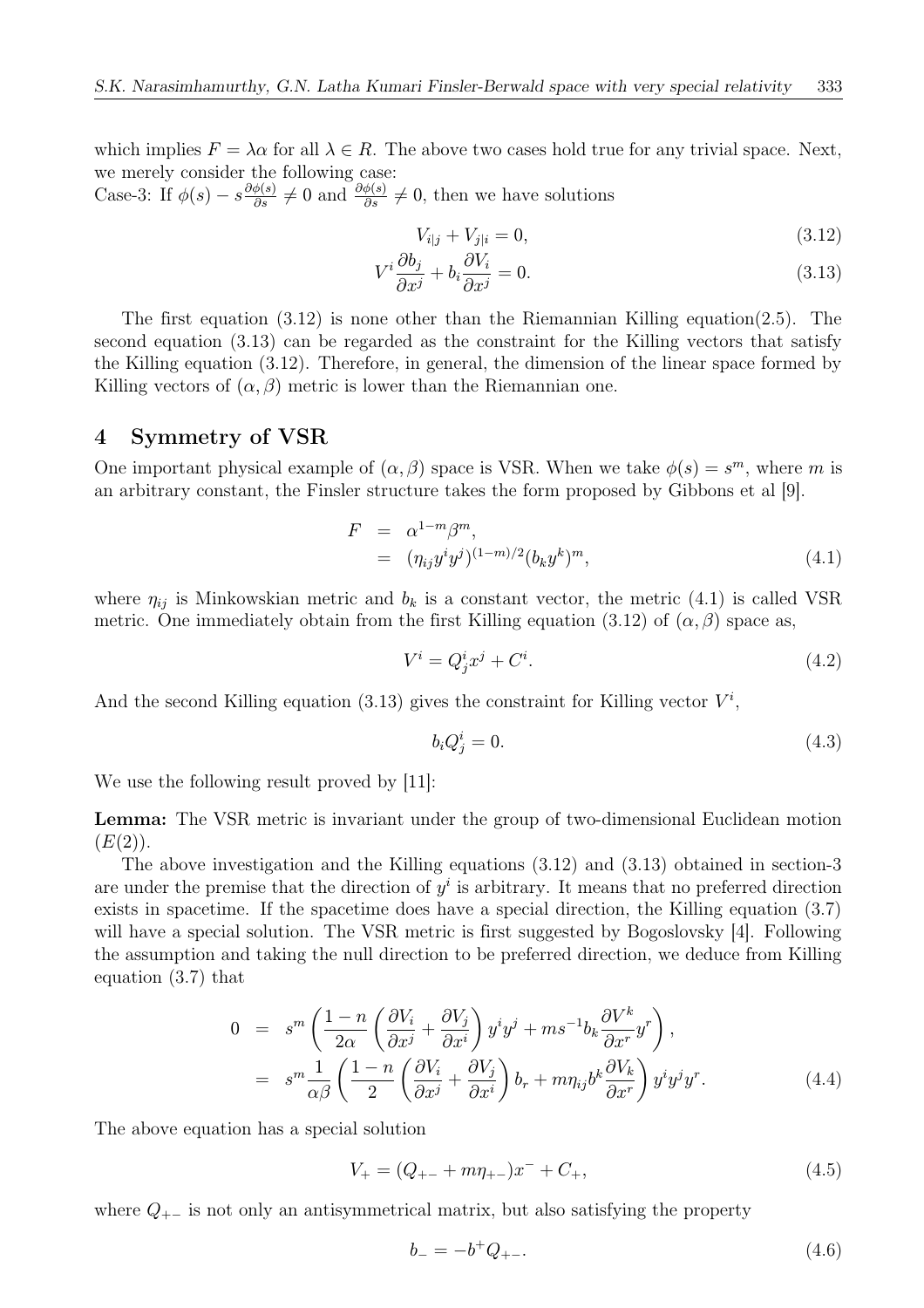which implies $F = \lambda\alpha$ for all $\lambda \in R$. The above two cases hold true for any trivial space. Next, we merely consider the following case:
Case-3: If $\phi(s) - s\frac{\partial\phi(s)}{\partial s} \neq 0$ and $\frac{\partial\phi(s)}{\partial s} \neq 0$, then we have solutions

$$V_{i|j} + V_{j|i} = 0, \tag{3.12}$$

$$V^i \frac{\partial b_j}{\partial x^j} + b_i \frac{\partial V_i}{\partial x^j} = 0. \tag{3.13}$$

The first equation (3.12) is none other than the Riemannian Killing equation(2.5). The second equation (3.13) can be regarded as the constraint for the Killing vectors that satisfy the Killing equation (3.12). Therefore, in general, the dimension of the linear space formed by Killing vectors of $(\alpha, \beta)$ metric is lower than the Riemannian one.

## 4 Symmetry of VSR

One important physical example of $(\alpha, \beta)$ space is VSR. When we take $\phi(s) = s^m$, where $m$ is an arbitrary constant, the Finsler structure takes the form proposed by Gibbons et al [9].

$$\begin{aligned} F &= \alpha^{1-m}\beta^m, \\ &= (\eta_{ij}y^i y^j)^{(1-m)/2}(b_k y^k)^m, \end{aligned} \tag{4.1}$$

where $\eta_{ij}$ is Minkowskian metric and $b_k$ is a constant vector, the metric (4.1) is called VSR metric. One immediately obtain from the first Killing equation (3.12) of $(\alpha, \beta)$ space as,

$$V^i = Q^i_j x^j + C^i. \tag{4.2}$$

And the second Killing equation (3.13) gives the constraint for Killing vector $V^i$,

$$b_i Q^i_j = 0. \tag{4.3}$$

We use the following result proved by [11]:

**Lemma:** The VSR metric is invariant under the group of two-dimensional Euclidean motion $(E(2))$.

The above investigation and the Killing equations (3.12) and (3.13) obtained in section-3 are under the premise that the direction of $y^i$ is arbitrary. It means that no preferred direction exists in spacetime. If the spacetime does have a special direction, the Killing equation (3.7) will have a special solution. The VSR metric is first suggested by Bogoslovsky [4]. Following the assumption and taking the null direction to be preferred direction, we deduce from Killing equation (3.7) that

$$\begin{aligned} 0 &= s^m \left( \frac{1-n}{2\alpha} \left( \frac{\partial V_i}{\partial x^j} + \frac{\partial V_j}{\partial x^i} \right) y^i y^j + m s^{-1} b_k \frac{\partial V^k}{\partial x^r} y^r \right), \\ &= s^m \frac{1}{\alpha\beta} \left( \frac{1-n}{2} \left( \frac{\partial V_i}{\partial x^j} + \frac{\partial V_j}{\partial x^i} \right) b_r + m \eta_{ij} b^k \frac{\partial V_k}{\partial x^r} \right) y^i y^j y^r. \end{aligned} \tag{4.4}$$

The above equation has a special solution

$$V_+ = (Q_{+-} + m\eta_{+-})x^- + C_+, \tag{4.5}$$

where $Q_{+-}$ is not only an antisymmetrical matrix, but also satisfying the property

$$b_- = -b^+ Q_{+-}. \tag{4.6}$$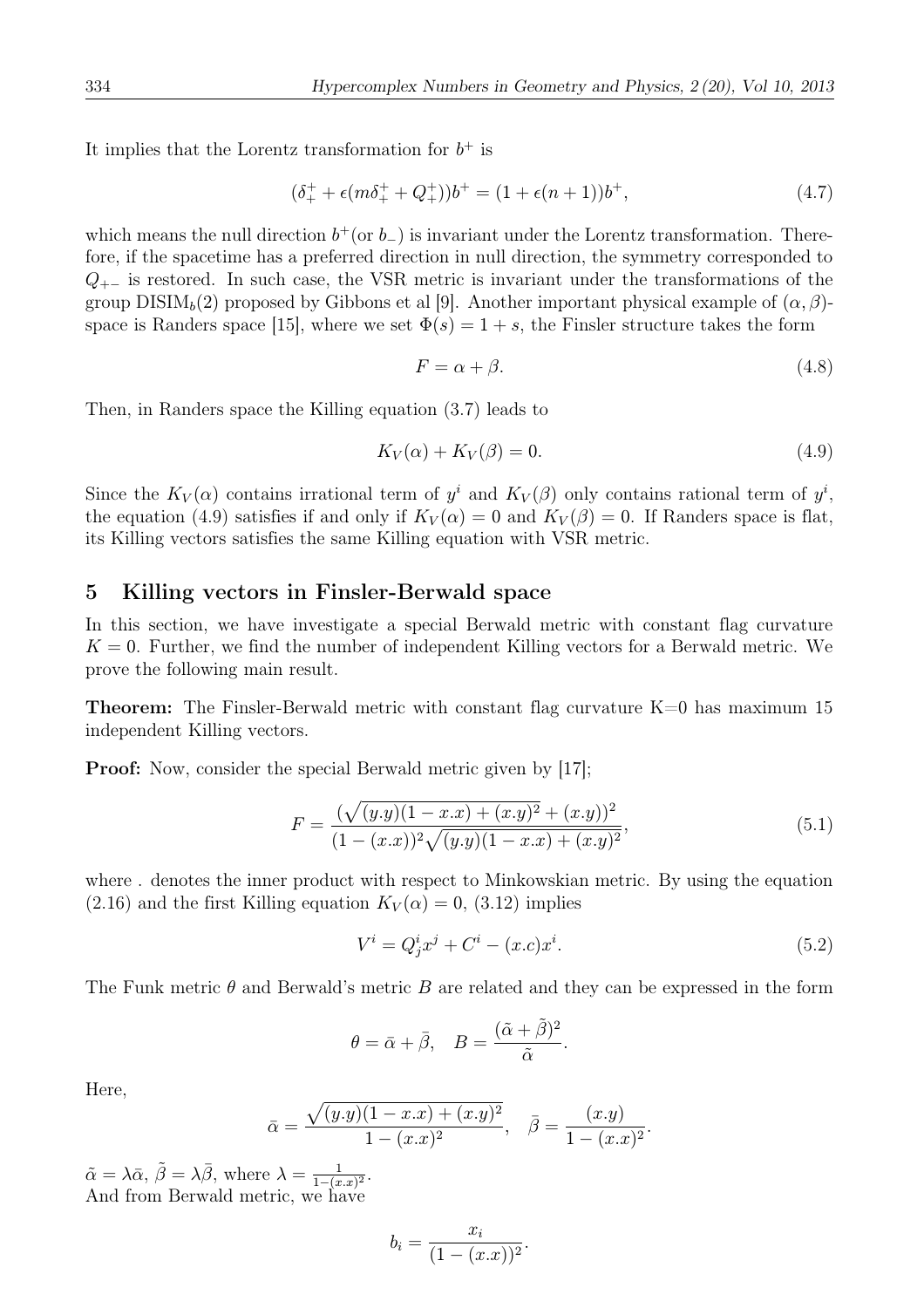It implies that the Lorentz transformation for $b^+$ is

$$(\delta_+^+ + \epsilon(m\delta_+^+ + Q_+^+))b^+ = (1 + \epsilon(n+1))b^+, \tag{4.7}$$

which means the null direction $b^+$(or $b_-$) is invariant under the Lorentz transformation. Therefore, if the spacetime has a preferred direction in null direction, the symmetry corresponded to $Q_{+-}$ is restored. In such case, the VSR metric is invariant under the transformations of the group $\text{DISIM}_b(2)$ proposed by Gibbons et al [9]. Another important physical example of $(\alpha, \beta)$-space is Randers space [15], where we set $\Phi(s) = 1 + s$, the Finsler structure takes the form

$$F = \alpha + \beta. \tag{4.8}$$

Then, in Randers space the Killing equation (3.7) leads to

$$K_V(\alpha) + K_V(\beta) = 0. \tag{4.9}$$

Since the $K_V(\alpha)$ contains irrational term of $y^i$ and $K_V(\beta)$ only contains rational term of $y^i$, the equation (4.9) satisfies if and only if $K_V(\alpha) = 0$ and $K_V(\beta) = 0$. If Randers space is flat, its Killing vectors satisfies the same Killing equation with VSR metric.

## 5 Killing vectors in Finsler-Berwald space

In this section, we have investigate a special Berwald metric with constant flag curvature $K = 0$. Further, we find the number of independent Killing vectors for a Berwald metric. We prove the following main result.

**Theorem:** The Finsler-Berwald metric with constant flag curvature K=0 has maximum 15 independent Killing vectors.

**Proof:** Now, consider the special Berwald metric given by [17];

$$F = \frac{(\sqrt{(y.y)(1 - x.x) + (x.y)^2} + (x.y))^2}{(1 - (x.x))^2\sqrt{(y.y)(1 - x.x) + (x.y)^2}}, \tag{5.1}$$

where . denotes the inner product with respect to Minkowskian metric. By using the equation (2.16) and the first Killing equation $K_V(\alpha) = 0$, (3.12) implies

$$V^i = Q_j^i x^j + C^i - (x.c)x^i. \tag{5.2}$$

The Funk metric $\theta$ and Berwald's metric $B$ are related and they can be expressed in the form

$$\theta = \bar{\alpha} + \bar{\beta}, \quad B = \frac{(\tilde{\alpha} + \tilde{\beta})^2}{\tilde{\alpha}}.$$

Here,

$$\bar{\alpha} = \frac{\sqrt{(y.y)(1 - x.x) + (x.y)^2}}{1 - (x.x)^2}, \quad \bar{\beta} = \frac{(x.y)}{1 - (x.x)^2}.$$

$\tilde{\alpha} = \lambda\bar{\alpha}$, $\tilde{\beta} = \lambda\bar{\beta}$, where $\lambda = \frac{1}{1-(x.x)^2}$.
And from Berwald metric, we have

$$b_i = \frac{x_i}{(1 - (x.x))^2}.$$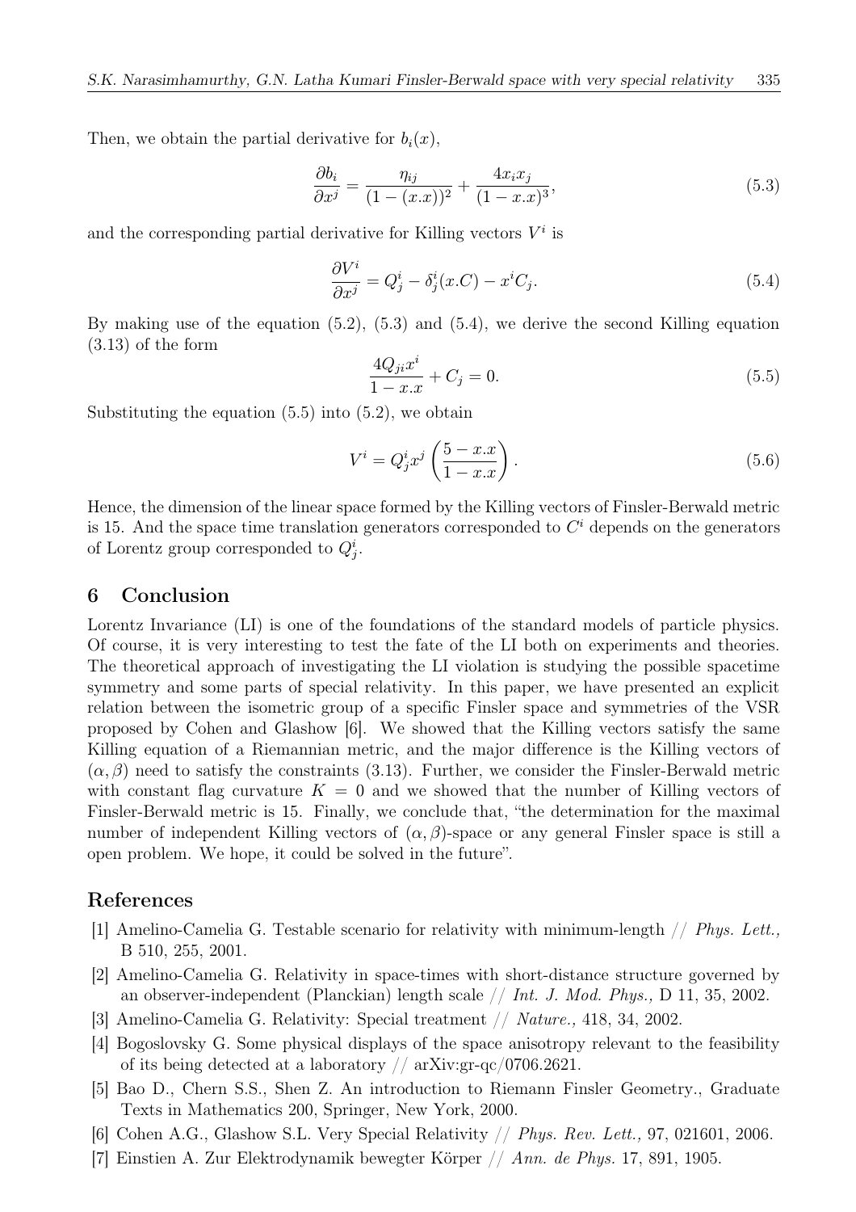Then, we obtain the partial derivative for $b_i(x)$,

$$\frac{\partial b_i}{\partial x^j} = \frac{\eta_{ij}}{(1-(x.x))^2} + \frac{4x_i x_j}{(1-x.x)^3}, \tag{5.3}$$

and the corresponding partial derivative for Killing vectors $V^i$ is

$$\frac{\partial V^i}{\partial x^j} = Q^i_j - \delta^i_j(x.C) - x^i C_j. \tag{5.4}$$

By making use of the equation (5.2), (5.3) and (5.4), we derive the second Killing equation (3.13) of the form

$$\frac{4Q_{ji}x^i}{1-x.x} + C_j = 0. \tag{5.5}$$

Substituting the equation (5.5) into (5.2), we obtain

$$V^i = Q^i_j x^j \left(\frac{5-x.x}{1-x.x}\right). \tag{5.6}$$

Hence, the dimension of the linear space formed by the Killing vectors of Finsler-Berwald metric is 15. And the space time translation generators corresponded to $C^i$ depends on the generators of Lorentz group corresponded to $Q^i_j$.

## 6 Conclusion

Lorentz Invariance (LI) is one of the foundations of the standard models of particle physics. Of course, it is very interesting to test the fate of the LI both on experiments and theories. The theoretical approach of investigating the LI violation is studying the possible spacetime symmetry and some parts of special relativity. In this paper, we have presented an explicit relation between the isometric group of a specific Finsler space and symmetries of the VSR proposed by Cohen and Glashow [6]. We showed that the Killing vectors satisfy the same Killing equation of a Riemannian metric, and the major difference is the Killing vectors of $(\alpha, \beta)$ need to satisfy the constraints (3.13). Further, we consider the Finsler-Berwald metric with constant flag curvature $K = 0$ and we showed that the number of Killing vectors of Finsler-Berwald metric is 15. Finally, we conclude that, "the determination for the maximal number of independent Killing vectors of $(\alpha, \beta)$-space or any general Finsler space is still a open problem. We hope, it could be solved in the future".

## References

[1] Amelino-Camelia G. Testable scenario for relativity with minimum-length // *Phys. Lett.,* B 510, 255, 2001.

[2] Amelino-Camelia G. Relativity in space-times with short-distance structure governed by an observer-independent (Planckian) length scale // *Int. J. Mod. Phys.,* D 11, 35, 2002.

[3] Amelino-Camelia G. Relativity: Special treatment // *Nature.,* 418, 34, 2002.

[4] Bogoslovsky G. Some physical displays of the space anisotropy relevant to the feasibility of its being detected at a laboratory // arXiv:gr-qc/0706.2621.

[5] Bao D., Chern S.S., Shen Z. An introduction to Riemann Finsler Geometry., Graduate Texts in Mathematics 200, Springer, New York, 2000.

[6] Cohen A.G., Glashow S.L. Very Special Relativity // *Phys. Rev. Lett.,* 97, 021601, 2006.

[7] Einstien A. Zur Elektrodynamik bewegter Körper // *Ann. de Phys.* 17, 891, 1905.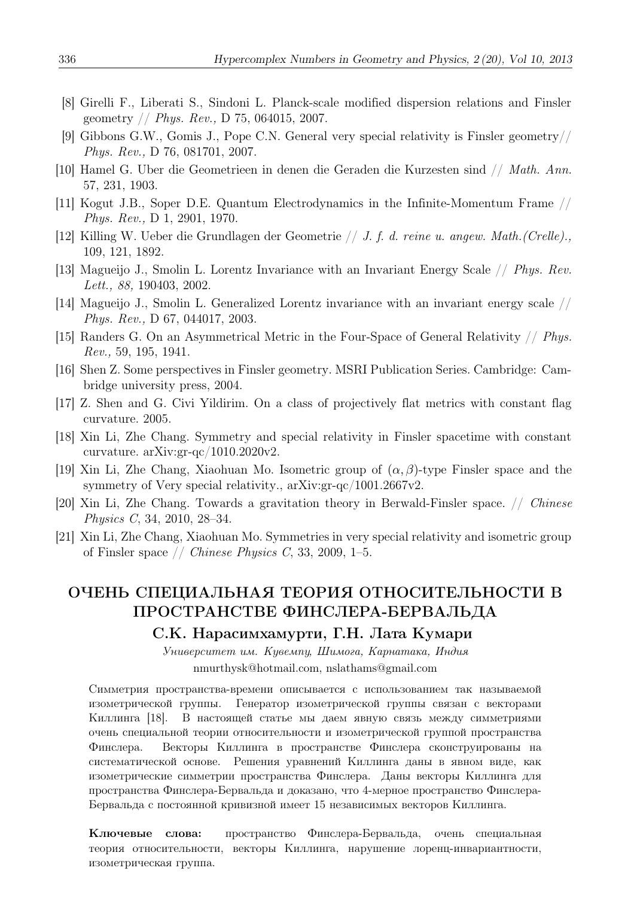[8] Girelli F., Liberati S., Sindoni L. Planck-scale modified dispersion relations and Finsler geometry // *Phys. Rev.,* D 75, 064015, 2007.

[9] Gibbons G.W., Gomis J., Pope C.N. General very special relativity is Finsler geometry// *Phys. Rev.,* D 76, 081701, 2007.

[10] Hamel G. Uber die Geometrieen in denen die Geraden die Kurzesten sind // *Math. Ann.* 57, 231, 1903.

[11] Kogut J.B., Soper D.E. Quantum Electrodynamics in the Infinite-Momentum Frame // *Phys. Rev.,* D 1, 2901, 1970.

[12] Killing W. Ueber die Grundlagen der Geometrie // *J. f. d. reine u. angew. Math.(Crelle).,* 109, 121, 1892.

[13] Magueijo J., Smolin L. Lorentz Invariance with an Invariant Energy Scale // *Phys. Rev. Lett., 88,* 190403, 2002.

[14] Magueijo J., Smolin L. Generalized Lorentz invariance with an invariant energy scale // *Phys. Rev.,* D 67, 044017, 2003.

[15] Randers G. On an Asymmetrical Metric in the Four-Space of General Relativity // *Phys. Rev.,* 59, 195, 1941.

[16] Shen Z. Some perspectives in Finsler geometry. MSRI Publication Series. Cambridge: Cambridge university press, 2004.

[17] Z. Shen and G. Civi Yildirim. On a class of projectively flat metrics with constant flag curvature. 2005.

[18] Xin Li, Zhe Chang. Symmetry and special relativity in Finsler spacetime with constant curvature. arXiv:gr-qc/1010.2020v2.

[19] Xin Li, Zhe Chang, Xiaohuan Mo. Isometric group of $(\alpha, \beta)$-type Finsler space and the symmetry of Very special relativity., arXiv:gr-qc/1001.2667v2.

[20] Xin Li, Zhe Chang. Towards a gravitation theory in Berwald-Finsler space. // *Chinese Physics C*, 34, 2010, 28–34.

[21] Xin Li, Zhe Chang, Xiaohuan Mo. Symmetries in very special relativity and isometric group of Finsler space // *Chinese Physics C*, 33, 2009, 1–5.

## ОЧЕНЬ СПЕЦИАЛЬНАЯ ТЕОРИЯ ОТНОСИТЕЛЬНОСТИ В ПРОСТРАНСТВЕ ФИНСЛЕРА-БЕРВАЛЬДА

**С.К. Нарасимхамурти, Г.Н. Лата Кумари**

*Университет им. Кувемпу, Шимога, Карнатака, Индия*

nmurthysk@hotmail.com, nslathams@gmail.com

Симметрия пространства-времени описывается с использованием так называемой изометрической группы. Генератор изометрической группы связан с векторами Киллинга [18]. В настоящей статье мы даем явную связь между симметриями очень специальной теории относительности и изометрической группой пространства Финслера. Векторы Киллинга в пространстве Финслера сконструированы на систематической основе. Решения уравнений Киллинга даны в явном виде, как изометрические симметрии пространства Финслера. Даны векторы Киллинга для пространства Финслера-Бервальда и доказано, что 4-мерное пространство Финслера-Бервальда с постоянной кривизной имеет 15 независимых векторов Киллинга.

**Ключевые слова:** пространство Финслера-Бервальда, очень специальная теория относительности, векторы Киллинга, нарушение лоренц-инвариантности, изометрическая группа.